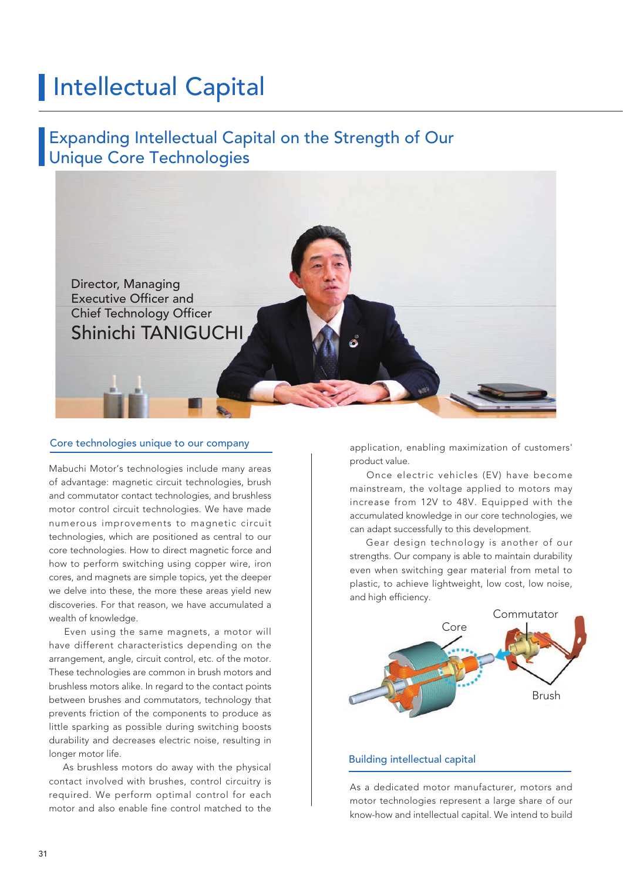# Intellectual Capital

## Expanding Intellectual Capital on the Strength of Our Unique Core Technologies

Director, Managing Executive Officer and Chief Technology Officer
Shinichi TANIGUCHI

### Core technologies unique to our company

Mabuchi Motor's technologies include many areas of advantage: magnetic circuit technologies, brush and commutator contact technologies, and brushless motor control circuit technologies. We have made numerous improvements to magnetic circuit technologies, which are positioned as central to our core technologies. How to direct magnetic force and how to perform switching using copper wire, iron cores, and magnets are simple topics, yet the deeper we delve into these, the more these areas yield new discoveries. For that reason, we have accumulated a wealth of knowledge.

Even using the same magnets, a motor will have different characteristics depending on the arrangement, angle, circuit control, etc. of the motor. These technologies are common in brush motors and brushless motors alike. In regard to the contact points between brushes and commutators, technology that prevents friction of the components to produce as little sparking as possible during switching boosts durability and decreases electric noise, resulting in longer motor life.

As brushless motors do away with the physical contact involved with brushes, control circuitry is required. We perform optimal control for each motor and also enable fine control matched to the application, enabling maximization of customers' product value.

Once electric vehicles (EV) have become mainstream, the voltage applied to motors may increase from 12V to 48V. Equipped with the accumulated knowledge in our core technologies, we can adapt successfully to this development.

Gear design technology is another of our strengths. Our company is able to maintain durability even when switching gear material from metal to plastic, to achieve lightweight, low cost, low noise, and high efficiency.

Core
Commutator
Brush

### Building intellectual capital

As a dedicated motor manufacturer, motors and motor technologies represent a large share of our know-how and intellectual capital. We intend to build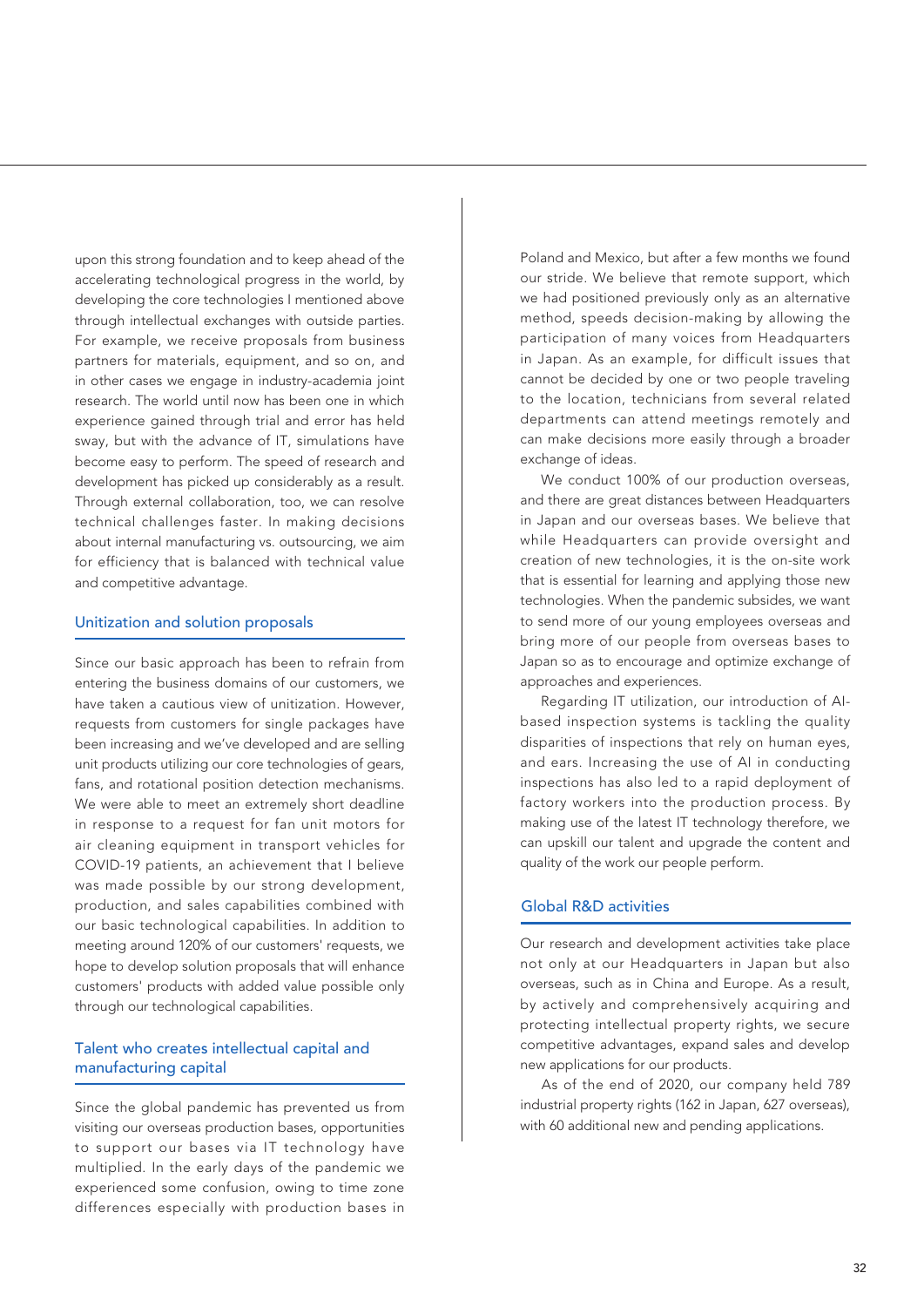upon this strong foundation and to keep ahead of the accelerating technological progress in the world, by developing the core technologies I mentioned above through intellectual exchanges with outside parties. For example, we receive proposals from business partners for materials, equipment, and so on, and in other cases we engage in industry-academia joint research. The world until now has been one in which experience gained through trial and error has held sway, but with the advance of IT, simulations have become easy to perform. The speed of research and development has picked up considerably as a result. Through external collaboration, too, we can resolve technical challenges faster. In making decisions about internal manufacturing vs. outsourcing, we aim for efficiency that is balanced with technical value and competitive advantage.

## Unitization and solution proposals

Since our basic approach has been to refrain from entering the business domains of our customers, we have taken a cautious view of unitization. However, requests from customers for single packages have been increasing and we've developed and are selling unit products utilizing our core technologies of gears, fans, and rotational position detection mechanisms. We were able to meet an extremely short deadline in response to a request for fan unit motors for air cleaning equipment in transport vehicles for COVID-19 patients, an achievement that I believe was made possible by our strong development, production, and sales capabilities combined with our basic technological capabilities. In addition to meeting around 120% of our customers' requests, we hope to develop solution proposals that will enhance customers' products with added value possible only through our technological capabilities.

## Talent who creates intellectual capital and manufacturing capital

Since the global pandemic has prevented us from visiting our overseas production bases, opportunities to support our bases via IT technology have multiplied. In the early days of the pandemic we experienced some confusion, owing to time zone differences especially with production bases in Poland and Mexico, but after a few months we found our stride. We believe that remote support, which we had positioned previously only as an alternative method, speeds decision-making by allowing the participation of many voices from Headquarters in Japan. As an example, for difficult issues that cannot be decided by one or two people traveling to the location, technicians from several related departments can attend meetings remotely and can make decisions more easily through a broader exchange of ideas.

We conduct 100% of our production overseas, and there are great distances between Headquarters in Japan and our overseas bases. We believe that while Headquarters can provide oversight and creation of new technologies, it is the on-site work that is essential for learning and applying those new technologies. When the pandemic subsides, we want to send more of our young employees overseas and bring more of our people from overseas bases to Japan so as to encourage and optimize exchange of approaches and experiences.

Regarding IT utilization, our introduction of AI-based inspection systems is tackling the quality disparities of inspections that rely on human eyes, and ears. Increasing the use of AI in conducting inspections has also led to a rapid deployment of factory workers into the production process. By making use of the latest IT technology therefore, we can upskill our talent and upgrade the content and quality of the work our people perform.

## Global R&D activities

Our research and development activities take place not only at our Headquarters in Japan but also overseas, such as in China and Europe. As a result, by actively and comprehensively acquiring and protecting intellectual property rights, we secure competitive advantages, expand sales and develop new applications for our products.

As of the end of 2020, our company held 789 industrial property rights (162 in Japan, 627 overseas), with 60 additional new and pending applications.